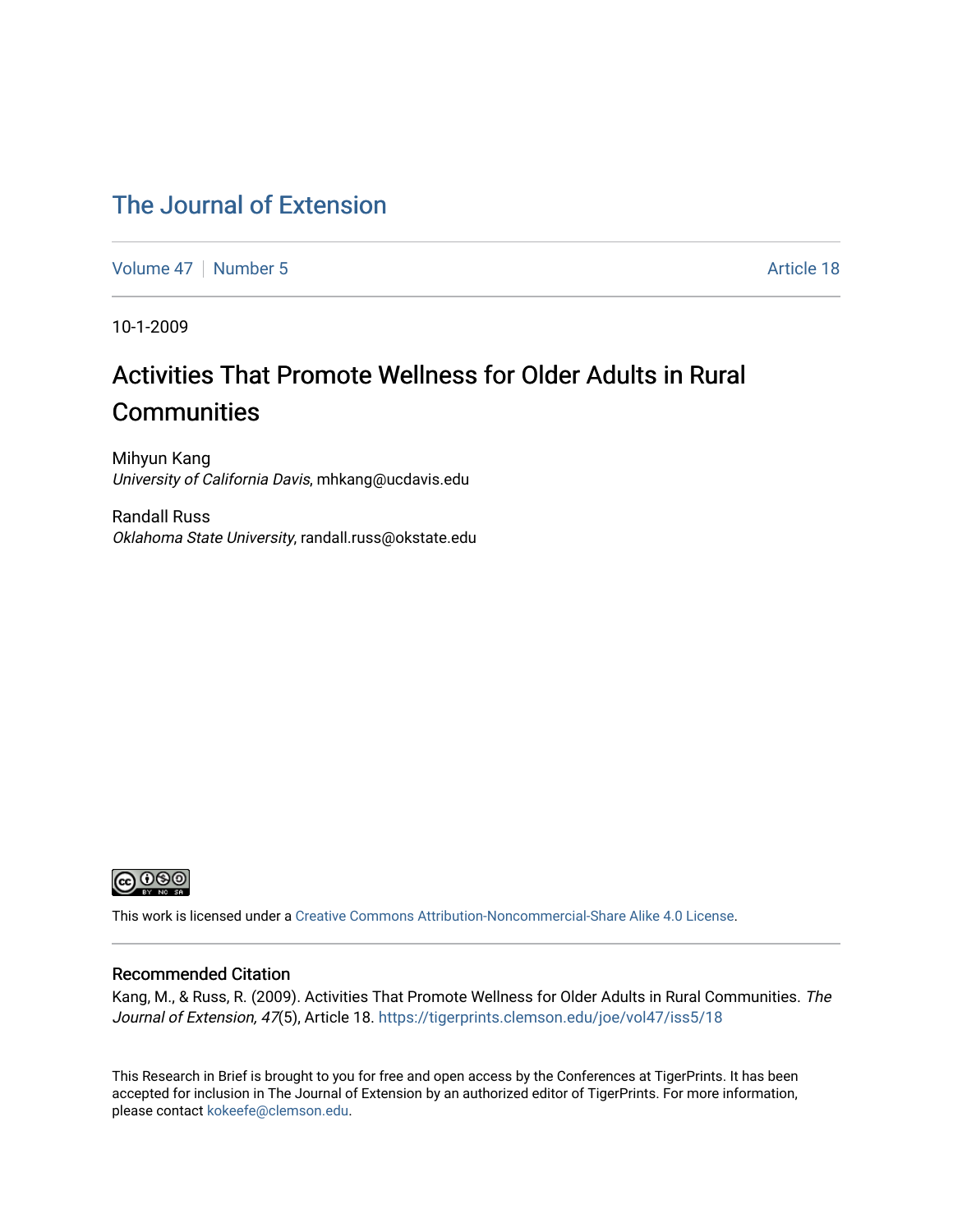# The Journal of Extension

Volume 47 | Number 5 | Article 18

10-1-2009

## Activities That Promote Wellness for Older Adults in Rural Communities

Mihyun Kang
*University of California Davis*, mhkang@ucdavis.edu

Randall Russ
*Oklahoma State University*, randall.russ@okstate.edu

This work is licensed under a Creative Commons Attribution-Noncommercial-Share Alike 4.0 License.

### Recommended Citation

Kang, M., & Russ, R. (2009). Activities That Promote Wellness for Older Adults in Rural Communities. *The Journal of Extension, 47*(5), Article 18. https://tigerprints.clemson.edu/joe/vol47/iss5/18

This Research in Brief is brought to you for free and open access by the Conferences at TigerPrints. It has been accepted for inclusion in The Journal of Extension by an authorized editor of TigerPrints. For more information, please contact kokeefe@clemson.edu.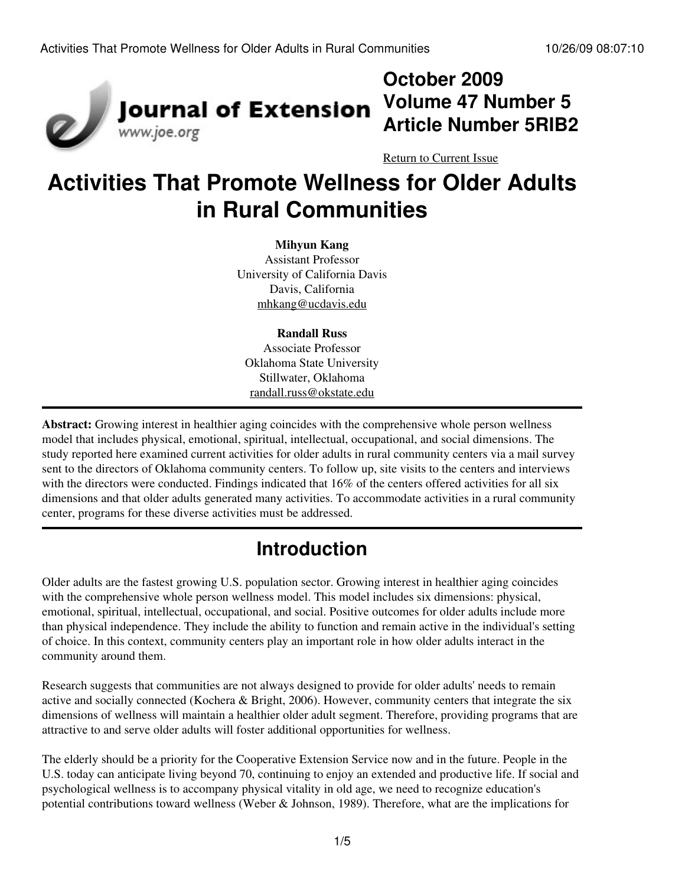October 2009
Volume 47 Number 5
Article Number 5RIB2

Return to Current Issue

# Activities That Promote Wellness for Older Adults in Rural Communities

**Mihyun Kang**
Assistant Professor
University of California Davis
Davis, California
mhkang@ucdavis.edu

**Randall Russ**
Associate Professor
Oklahoma State University
Stillwater, Oklahoma
randall.russ@okstate.edu

---

**Abstract:** Growing interest in healthier aging coincides with the comprehensive whole person wellness model that includes physical, emotional, spiritual, intellectual, occupational, and social dimensions. The study reported here examined current activities for older adults in rural community centers via a mail survey sent to the directors of Oklahoma community centers. To follow up, site visits to the centers and interviews with the directors were conducted. Findings indicated that 16% of the centers offered activities for all six dimensions and that older adults generated many activities. To accommodate activities in a rural community center, programs for these diverse activities must be addressed.

---

## Introduction

Older adults are the fastest growing U.S. population sector. Growing interest in healthier aging coincides with the comprehensive whole person wellness model. This model includes six dimensions: physical, emotional, spiritual, intellectual, occupational, and social. Positive outcomes for older adults include more than physical independence. They include the ability to function and remain active in the individual's setting of choice. In this context, community centers play an important role in how older adults interact in the community around them.

Research suggests that communities are not always designed to provide for older adults' needs to remain active and socially connected (Kochera & Bright, 2006). However, community centers that integrate the six dimensions of wellness will maintain a healthier older adult segment. Therefore, providing programs that are attractive to and serve older adults will foster additional opportunities for wellness.

The elderly should be a priority for the Cooperative Extension Service now and in the future. People in the U.S. today can anticipate living beyond 70, continuing to enjoy an extended and productive life. If social and psychological wellness is to accompany physical vitality in old age, we need to recognize education's potential contributions toward wellness (Weber & Johnson, 1989). Therefore, what are the implications for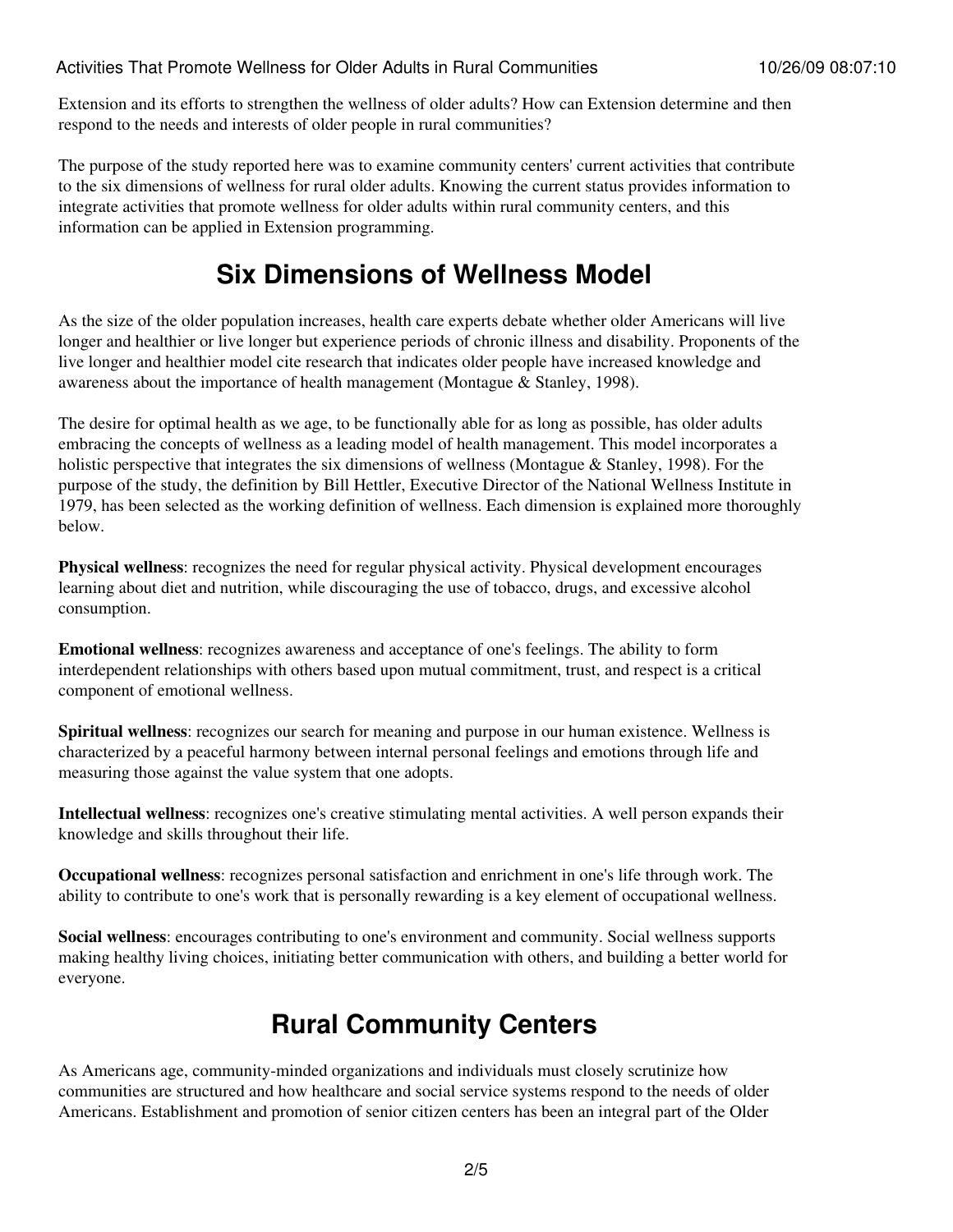Extension and its efforts to strengthen the wellness of older adults? How can Extension determine and then respond to the needs and interests of older people in rural communities?

The purpose of the study reported here was to examine community centers' current activities that contribute to the six dimensions of wellness for rural older adults. Knowing the current status provides information to integrate activities that promote wellness for older adults within rural community centers, and this information can be applied in Extension programming.

## Six Dimensions of Wellness Model

As the size of the older population increases, health care experts debate whether older Americans will live longer and healthier or live longer but experience periods of chronic illness and disability. Proponents of the live longer and healthier model cite research that indicates older people have increased knowledge and awareness about the importance of health management (Montague & Stanley, 1998).

The desire for optimal health as we age, to be functionally able for as long as possible, has older adults embracing the concepts of wellness as a leading model of health management. This model incorporates a holistic perspective that integrates the six dimensions of wellness (Montague & Stanley, 1998). For the purpose of the study, the definition by Bill Hettler, Executive Director of the National Wellness Institute in 1979, has been selected as the working definition of wellness. Each dimension is explained more thoroughly below.

**Physical wellness**: recognizes the need for regular physical activity. Physical development encourages learning about diet and nutrition, while discouraging the use of tobacco, drugs, and excessive alcohol consumption.

**Emotional wellness**: recognizes awareness and acceptance of one's feelings. The ability to form interdependent relationships with others based upon mutual commitment, trust, and respect is a critical component of emotional wellness.

**Spiritual wellness**: recognizes our search for meaning and purpose in our human existence. Wellness is characterized by a peaceful harmony between internal personal feelings and emotions through life and measuring those against the value system that one adopts.

**Intellectual wellness**: recognizes one's creative stimulating mental activities. A well person expands their knowledge and skills throughout their life.

**Occupational wellness**: recognizes personal satisfaction and enrichment in one's life through work. The ability to contribute to one's work that is personally rewarding is a key element of occupational wellness.

**Social wellness**: encourages contributing to one's environment and community. Social wellness supports making healthy living choices, initiating better communication with others, and building a better world for everyone.

## Rural Community Centers

As Americans age, community-minded organizations and individuals must closely scrutinize how communities are structured and how healthcare and social service systems respond to the needs of older Americans. Establishment and promotion of senior citizen centers has been an integral part of the Older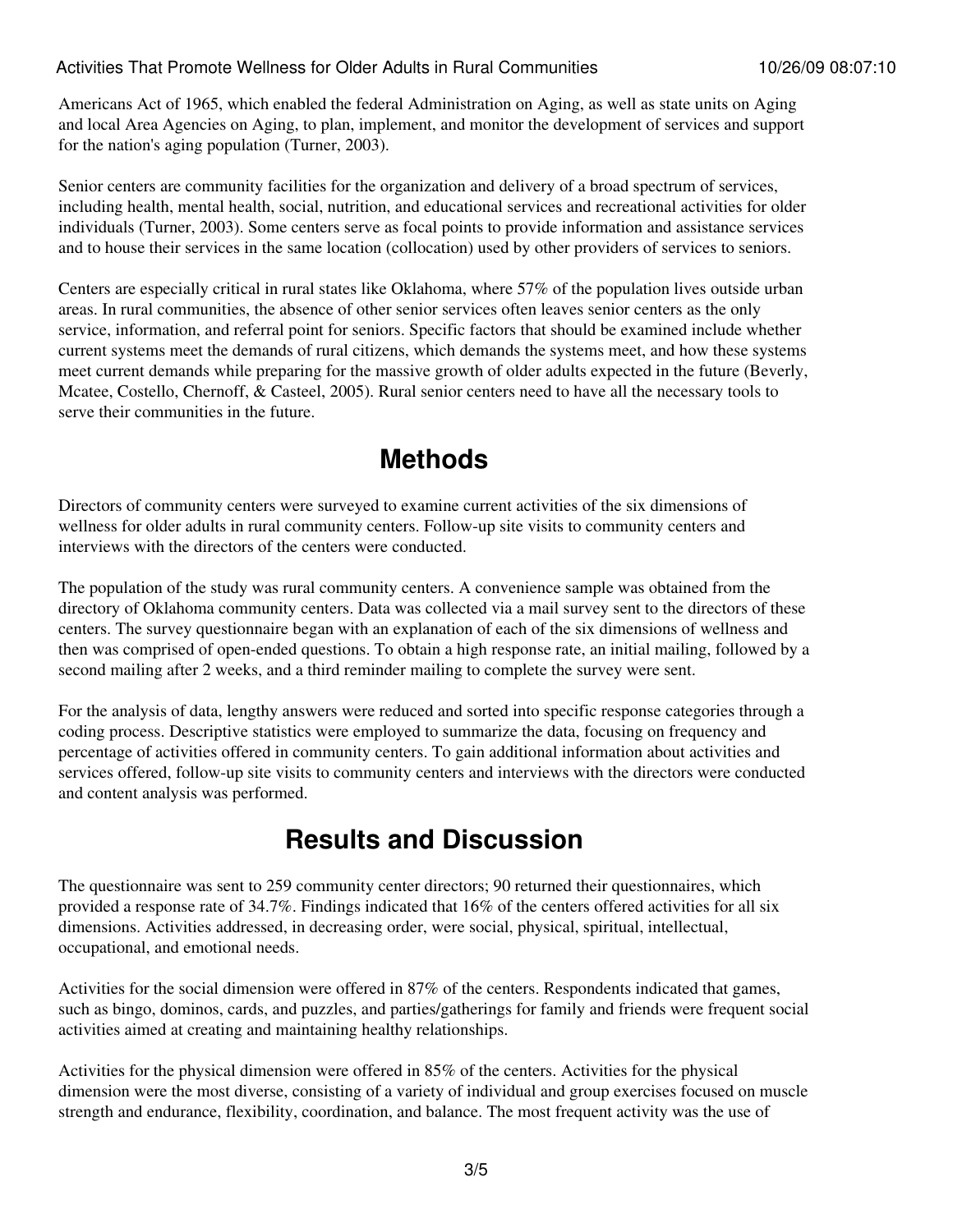Americans Act of 1965, which enabled the federal Administration on Aging, as well as state units on Aging and local Area Agencies on Aging, to plan, implement, and monitor the development of services and support for the nation's aging population (Turner, 2003).

Senior centers are community facilities for the organization and delivery of a broad spectrum of services, including health, mental health, social, nutrition, and educational services and recreational activities for older individuals (Turner, 2003). Some centers serve as focal points to provide information and assistance services and to house their services in the same location (collocation) used by other providers of services to seniors.

Centers are especially critical in rural states like Oklahoma, where 57% of the population lives outside urban areas. In rural communities, the absence of other senior services often leaves senior centers as the only service, information, and referral point for seniors. Specific factors that should be examined include whether current systems meet the demands of rural citizens, which demands the systems meet, and how these systems meet current demands while preparing for the massive growth of older adults expected in the future (Beverly, Mcatee, Costello, Chernoff, & Casteel, 2005). Rural senior centers need to have all the necessary tools to serve their communities in the future.

## Methods

Directors of community centers were surveyed to examine current activities of the six dimensions of wellness for older adults in rural community centers. Follow-up site visits to community centers and interviews with the directors of the centers were conducted.

The population of the study was rural community centers. A convenience sample was obtained from the directory of Oklahoma community centers. Data was collected via a mail survey sent to the directors of these centers. The survey questionnaire began with an explanation of each of the six dimensions of wellness and then was comprised of open-ended questions. To obtain a high response rate, an initial mailing, followed by a second mailing after 2 weeks, and a third reminder mailing to complete the survey were sent.

For the analysis of data, lengthy answers were reduced and sorted into specific response categories through a coding process. Descriptive statistics were employed to summarize the data, focusing on frequency and percentage of activities offered in community centers. To gain additional information about activities and services offered, follow-up site visits to community centers and interviews with the directors were conducted and content analysis was performed.

## Results and Discussion

The questionnaire was sent to 259 community center directors; 90 returned their questionnaires, which provided a response rate of 34.7%. Findings indicated that 16% of the centers offered activities for all six dimensions. Activities addressed, in decreasing order, were social, physical, spiritual, intellectual, occupational, and emotional needs.

Activities for the social dimension were offered in 87% of the centers. Respondents indicated that games, such as bingo, dominos, cards, and puzzles, and parties/gatherings for family and friends were frequent social activities aimed at creating and maintaining healthy relationships.

Activities for the physical dimension were offered in 85% of the centers. Activities for the physical dimension were the most diverse, consisting of a variety of individual and group exercises focused on muscle strength and endurance, flexibility, coordination, and balance. The most frequent activity was the use of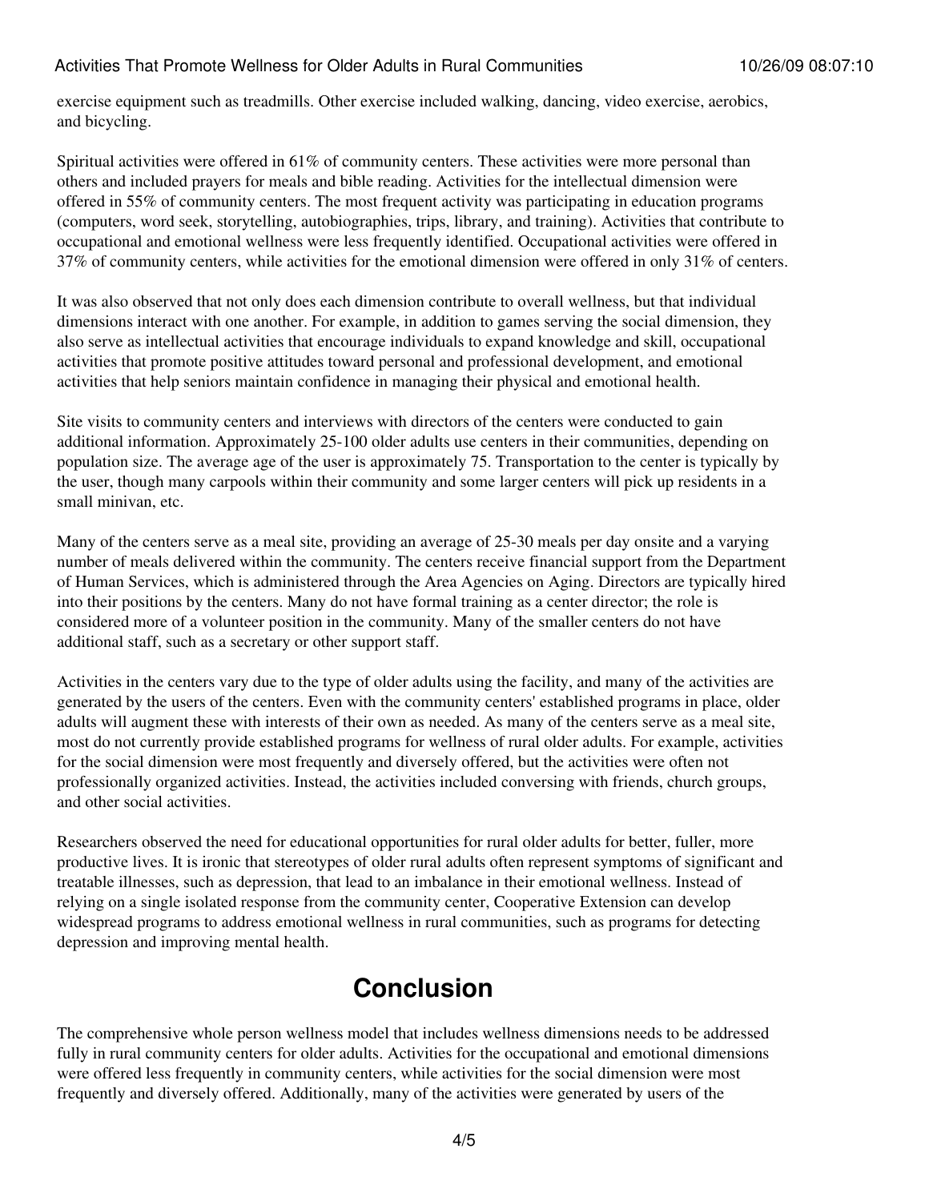exercise equipment such as treadmills. Other exercise included walking, dancing, video exercise, aerobics, and bicycling.

Spiritual activities were offered in 61% of community centers. These activities were more personal than others and included prayers for meals and bible reading. Activities for the intellectual dimension were offered in 55% of community centers. The most frequent activity was participating in education programs (computers, word seek, storytelling, autobiographies, trips, library, and training). Activities that contribute to occupational and emotional wellness were less frequently identified. Occupational activities were offered in 37% of community centers, while activities for the emotional dimension were offered in only 31% of centers.

It was also observed that not only does each dimension contribute to overall wellness, but that individual dimensions interact with one another. For example, in addition to games serving the social dimension, they also serve as intellectual activities that encourage individuals to expand knowledge and skill, occupational activities that promote positive attitudes toward personal and professional development, and emotional activities that help seniors maintain confidence in managing their physical and emotional health.

Site visits to community centers and interviews with directors of the centers were conducted to gain additional information. Approximately 25-100 older adults use centers in their communities, depending on population size. The average age of the user is approximately 75. Transportation to the center is typically by the user, though many carpools within their community and some larger centers will pick up residents in a small minivan, etc.

Many of the centers serve as a meal site, providing an average of 25-30 meals per day onsite and a varying number of meals delivered within the community. The centers receive financial support from the Department of Human Services, which is administered through the Area Agencies on Aging. Directors are typically hired into their positions by the centers. Many do not have formal training as a center director; the role is considered more of a volunteer position in the community. Many of the smaller centers do not have additional staff, such as a secretary or other support staff.

Activities in the centers vary due to the type of older adults using the facility, and many of the activities are generated by the users of the centers. Even with the community centers' established programs in place, older adults will augment these with interests of their own as needed. As many of the centers serve as a meal site, most do not currently provide established programs for wellness of rural older adults. For example, activities for the social dimension were most frequently and diversely offered, but the activities were often not professionally organized activities. Instead, the activities included conversing with friends, church groups, and other social activities.

Researchers observed the need for educational opportunities for rural older adults for better, fuller, more productive lives. It is ironic that stereotypes of older rural adults often represent symptoms of significant and treatable illnesses, such as depression, that lead to an imbalance in their emotional wellness. Instead of relying on a single isolated response from the community center, Cooperative Extension can develop widespread programs to address emotional wellness in rural communities, such as programs for detecting depression and improving mental health.

## Conclusion

The comprehensive whole person wellness model that includes wellness dimensions needs to be addressed fully in rural community centers for older adults. Activities for the occupational and emotional dimensions were offered less frequently in community centers, while activities for the social dimension were most frequently and diversely offered. Additionally, many of the activities were generated by users of the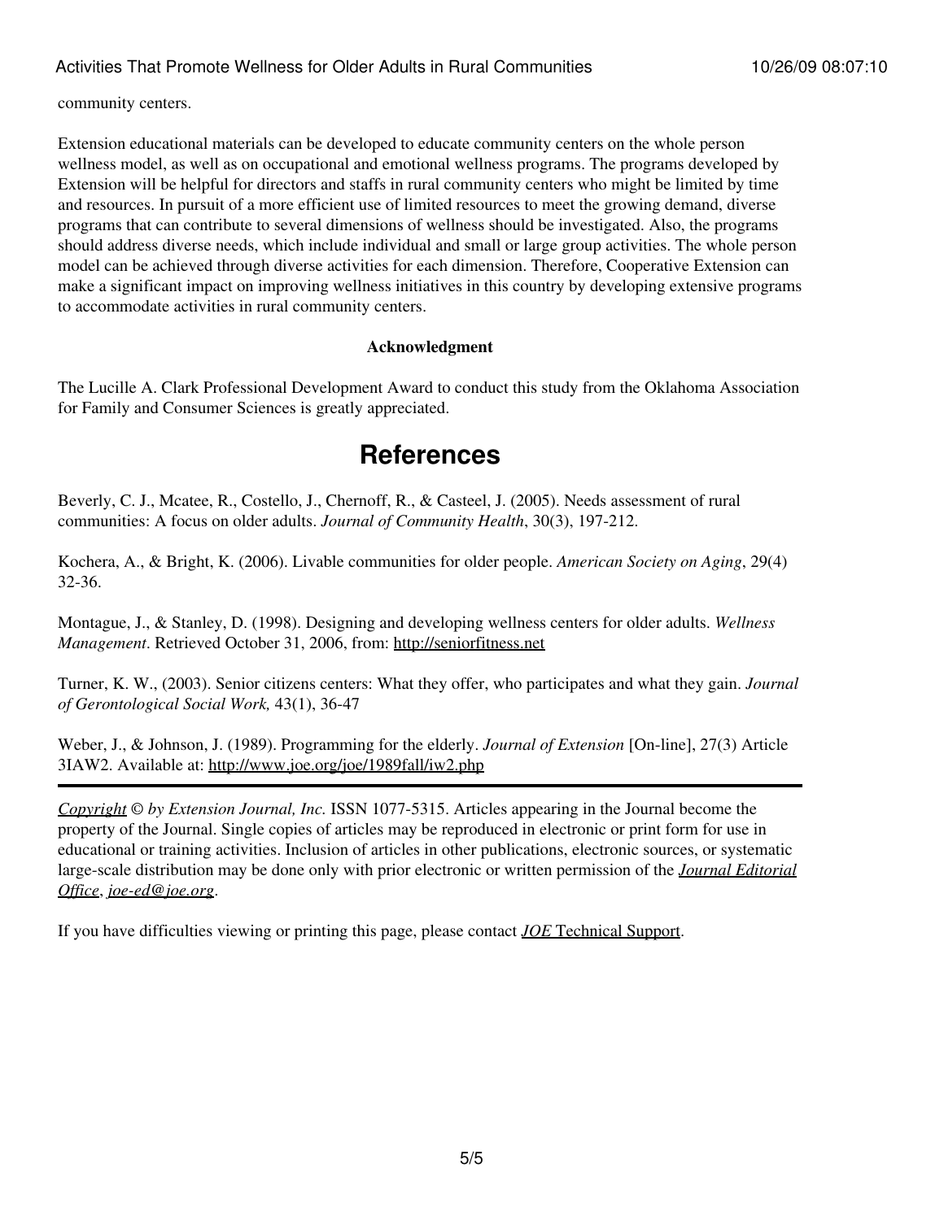community centers.

Extension educational materials can be developed to educate community centers on the whole person wellness model, as well as on occupational and emotional wellness programs. The programs developed by Extension will be helpful for directors and staffs in rural community centers who might be limited by time and resources. In pursuit of a more efficient use of limited resources to meet the growing demand, diverse programs that can contribute to several dimensions of wellness should be investigated. Also, the programs should address diverse needs, which include individual and small or large group activities. The whole person model can be achieved through diverse activities for each dimension. Therefore, Cooperative Extension can make a significant impact on improving wellness initiatives in this country by developing extensive programs to accommodate activities in rural community centers.

**Acknowledgment**

The Lucille A. Clark Professional Development Award to conduct this study from the Oklahoma Association for Family and Consumer Sciences is greatly appreciated.

# References

Beverly, C. J., Mcatee, R., Costello, J., Chernoff, R., & Casteel, J. (2005). Needs assessment of rural communities: A focus on older adults. *Journal of Community Health*, 30(3), 197-212.

Kochera, A., & Bright, K. (2006). Livable communities for older people. *American Society on Aging*, 29(4) 32-36.

Montague, J., & Stanley, D. (1998). Designing and developing wellness centers for older adults. *Wellness Management*. Retrieved October 31, 2006, from: http://seniorfitness.net

Turner, K. W., (2003). Senior citizens centers: What they offer, who participates and what they gain. *Journal of Gerontological Social Work,* 43(1), 36-47

Weber, J., & Johnson, J. (1989). Programming for the elderly. *Journal of Extension* [On-line], 27(3) Article 3IAW2. Available at: http://www.joe.org/joe/1989fall/iw2.php

---

*Copyright* © *by Extension Journal, Inc.* ISSN 1077-5315. Articles appearing in the Journal become the property of the Journal. Single copies of articles may be reproduced in electronic or print form for use in educational or training activities. Inclusion of articles in other publications, electronic sources, or systematic large-scale distribution may be done only with prior electronic or written permission of the *Journal Editorial Office*, *joe-ed@joe.org*.

If you have difficulties viewing or printing this page, please contact *JOE* Technical Support.